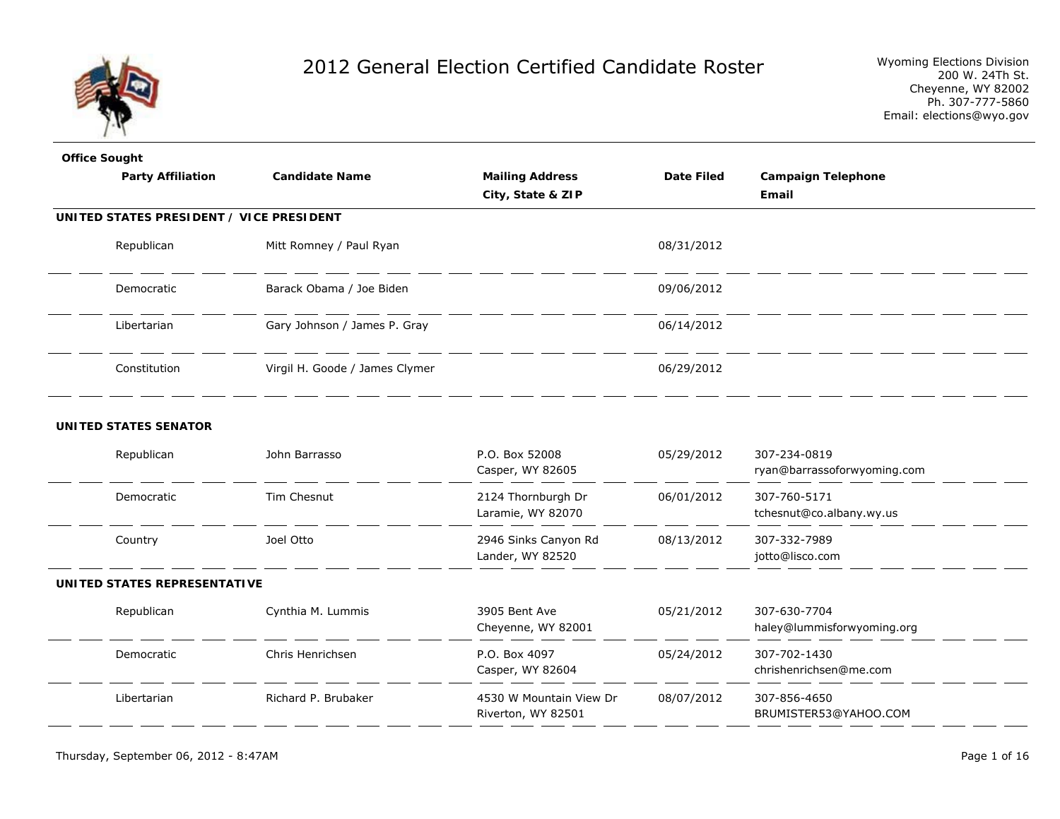# 2012 General Election Certified Candidate Roster

Wyoming Elections Division
200 W. 24Th St.
Cheyenne, WY 82002
Ph. 307-777-5860
Email: elections@wyo.gov

| Office Sought / Party Affiliation | Candidate Name | Mailing Address City, State & ZIP | Date Filed | Campaign Telephone Email |
|---|---|---|---|---|
| **UNITED STATES PRESIDENT / VICE PRESIDENT** | | | | |
| Republican | Mitt Romney / Paul Ryan | | 08/31/2012 | |
| Democratic | Barack Obama / Joe Biden | | 09/06/2012 | |
| Libertarian | Gary Johnson / James P. Gray | | 06/14/2012 | |
| Constitution | Virgil H. Goode / James Clymer | | 06/29/2012 | |
| **UNITED STATES SENATOR** | | | | |
| Republican | John Barrasso | P.O. Box 52008<br>Casper, WY 82605 | 05/29/2012 | 307-234-0819<br>ryan@barrassoforwyoming.com |
| Democratic | Tim Chesnut | 2124 Thornburgh Dr<br>Laramie, WY 82070 | 06/01/2012 | 307-760-5171<br>tchesnut@co.albany.wy.us |
| Country | Joel Otto | 2946 Sinks Canyon Rd<br>Lander, WY 82520 | 08/13/2012 | 307-332-7989<br>jotto@lisco.com |
| **UNITED STATES REPRESENTATIVE** | | | | |
| Republican | Cynthia M. Lummis | 3905 Bent Ave<br>Cheyenne, WY 82001 | 05/21/2012 | 307-630-7704<br>haley@lummisforwyoming.org |
| Democratic | Chris Henrichsen | P.O. Box 4097<br>Casper, WY 82604 | 05/24/2012 | 307-702-1430<br>chrishenrichsen@me.com |
| Libertarian | Richard P. Brubaker | 4530 W Mountain View Dr<br>Riverton, WY 82501 | 08/07/2012 | 307-856-4650<br>BRUMISTER53@YAHOO.COM |

Thursday, September 06, 2012 - 8:47AM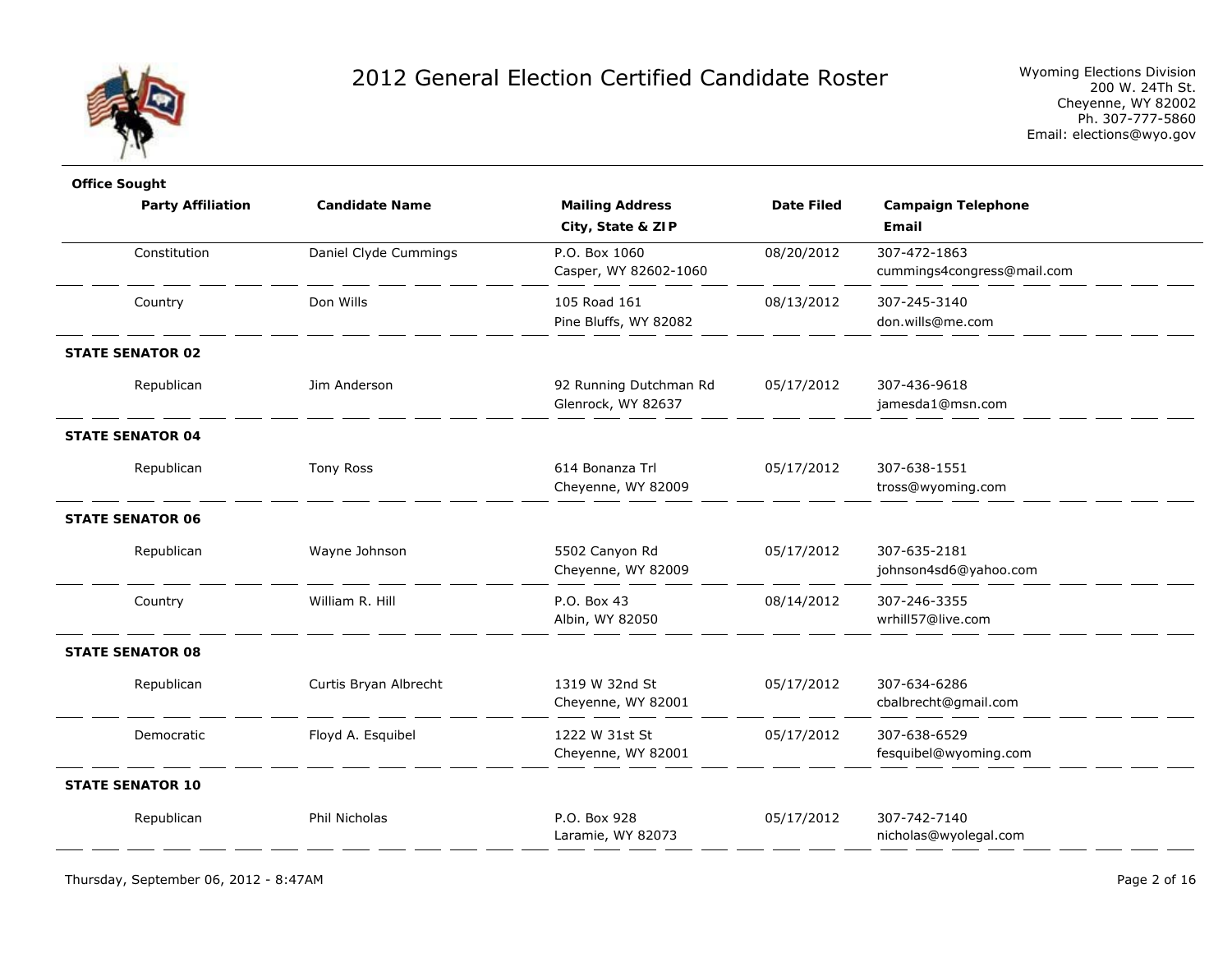# 2012 General Election Certified Candidate Roster

Wyoming Elections Division
200 W. 24Th St.
Cheyenne, WY 82002
Ph. 307-777-5860
Email: elections@wyo.gov

| Office Sought / Party Affiliation | Candidate Name | Mailing Address City, State & ZIP | Date Filed | Campaign Telephone Email |
|---|---|---|---|---|
| Constitution | Daniel Clyde Cummings | P.O. Box 1060 Casper, WY 82602-1060 | 08/20/2012 | 307-472-1863 cummings4congress@mail.com |
| Country | Don Wills | 105 Road 161 Pine Bluffs, WY 82082 | 08/13/2012 | 307-245-3140 don.wills@me.com |
| **STATE SENATOR 02** | | | | |
| Republican | Jim Anderson | 92 Running Dutchman Rd Glenrock, WY 82637 | 05/17/2012 | 307-436-9618 jamesda1@msn.com |
| **STATE SENATOR 04** | | | | |
| Republican | Tony Ross | 614 Bonanza Trl Cheyenne, WY 82009 | 05/17/2012 | 307-638-1551 tross@wyoming.com |
| **STATE SENATOR 06** | | | | |
| Republican | Wayne Johnson | 5502 Canyon Rd Cheyenne, WY 82009 | 05/17/2012 | 307-635-2181 johnson4sd6@yahoo.com |
| Country | William R. Hill | P.O. Box 43 Albin, WY 82050 | 08/14/2012 | 307-246-3355 wrhill57@live.com |
| **STATE SENATOR 08** | | | | |
| Republican | Curtis Bryan Albrecht | 1319 W 32nd St Cheyenne, WY 82001 | 05/17/2012 | 307-634-6286 cbalbrecht@gmail.com |
| Democratic | Floyd A. Esquibel | 1222 W 31st St Cheyenne, WY 82001 | 05/17/2012 | 307-638-6529 fesquibel@wyoming.com |
| **STATE SENATOR 10** | | | | |
| Republican | Phil Nicholas | P.O. Box 928 Laramie, WY 82073 | 05/17/2012 | 307-742-7140 nicholas@wyolegal.com |

Thursday, September 06, 2012 - 8:47AM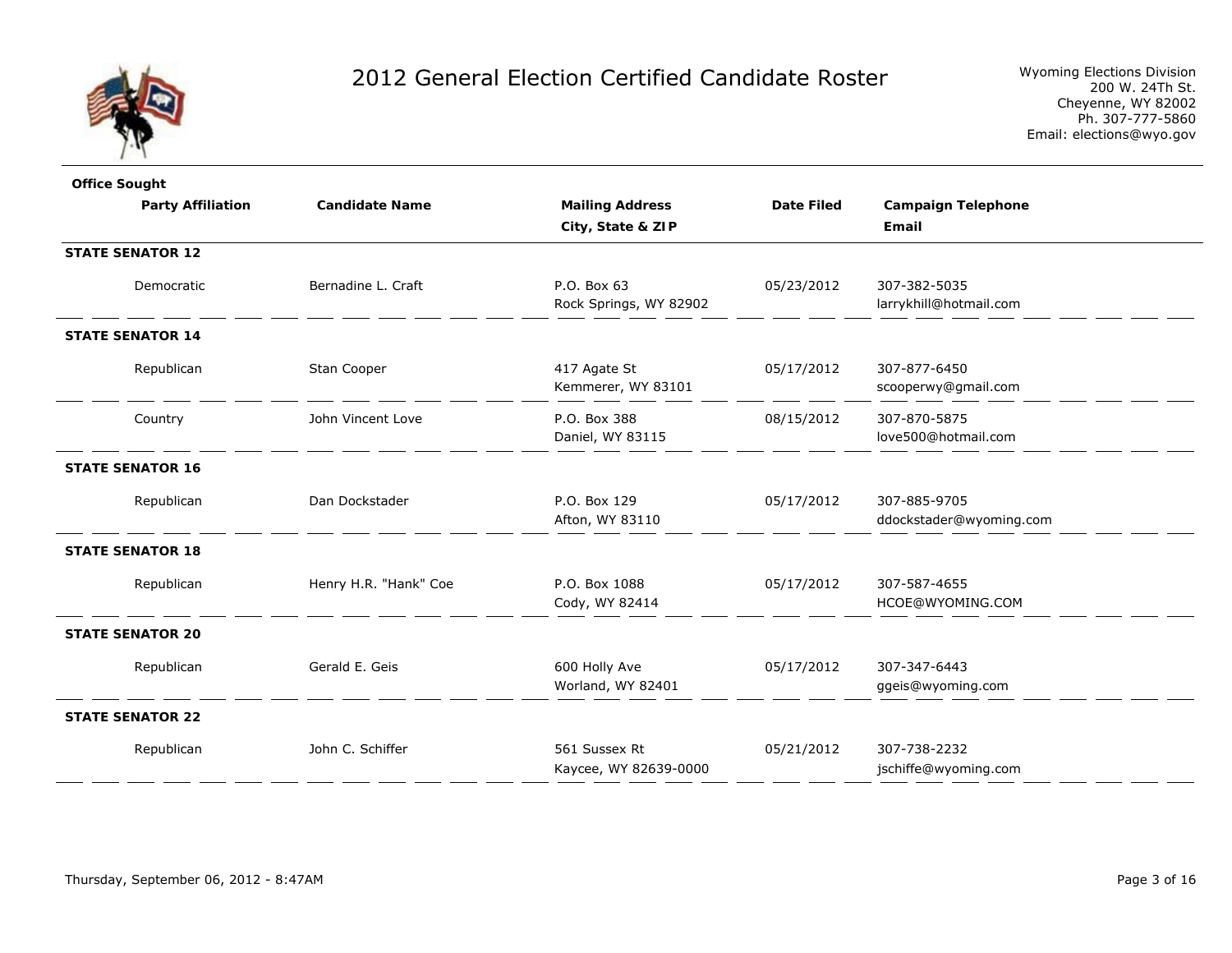# 2012 General Election Certified Candidate Roster

Wyoming Elections Division
200 W. 24Th St.
Cheyenne, WY 82002
Ph. 307-777-5860
Email: elections@wyo.gov

| Office Sought / Party Affiliation | Candidate Name | Mailing Address / City, State & ZIP | Date Filed | Campaign Telephone / Email |
|---|---|---|---|---|
| **STATE SENATOR 12** | | | | |
| Democratic | Bernadine L. Craft | P.O. Box 63<br>Rock Springs, WY 82902 | 05/23/2012 | 307-382-5035<br>larrykhill@hotmail.com |
| **STATE SENATOR 14** | | | | |
| Republican | Stan Cooper | 417 Agate St<br>Kemmerer, WY 83101 | 05/17/2012 | 307-877-6450<br>scooperwy@gmail.com |
| Country | John Vincent Love | P.O. Box 388<br>Daniel, WY 83115 | 08/15/2012 | 307-870-5875<br>love500@hotmail.com |
| **STATE SENATOR 16** | | | | |
| Republican | Dan Dockstader | P.O. Box 129<br>Afton, WY 83110 | 05/17/2012 | 307-885-9705<br>ddockstader@wyoming.com |
| **STATE SENATOR 18** | | | | |
| Republican | Henry H.R. "Hank" Coe | P.O. Box 1088<br>Cody, WY 82414 | 05/17/2012 | 307-587-4655<br>HCOE@WYOMING.COM |
| **STATE SENATOR 20** | | | | |
| Republican | Gerald E. Geis | 600 Holly Ave<br>Worland, WY 82401 | 05/17/2012 | 307-347-6443<br>ggeis@wyoming.com |
| **STATE SENATOR 22** | | | | |
| Republican | John C. Schiffer | 561 Sussex Rt<br>Kaycee, WY 82639-0000 | 05/21/2012 | 307-738-2232<br>jschiffe@wyoming.com |

Thursday, September 06, 2012 - 8:47AM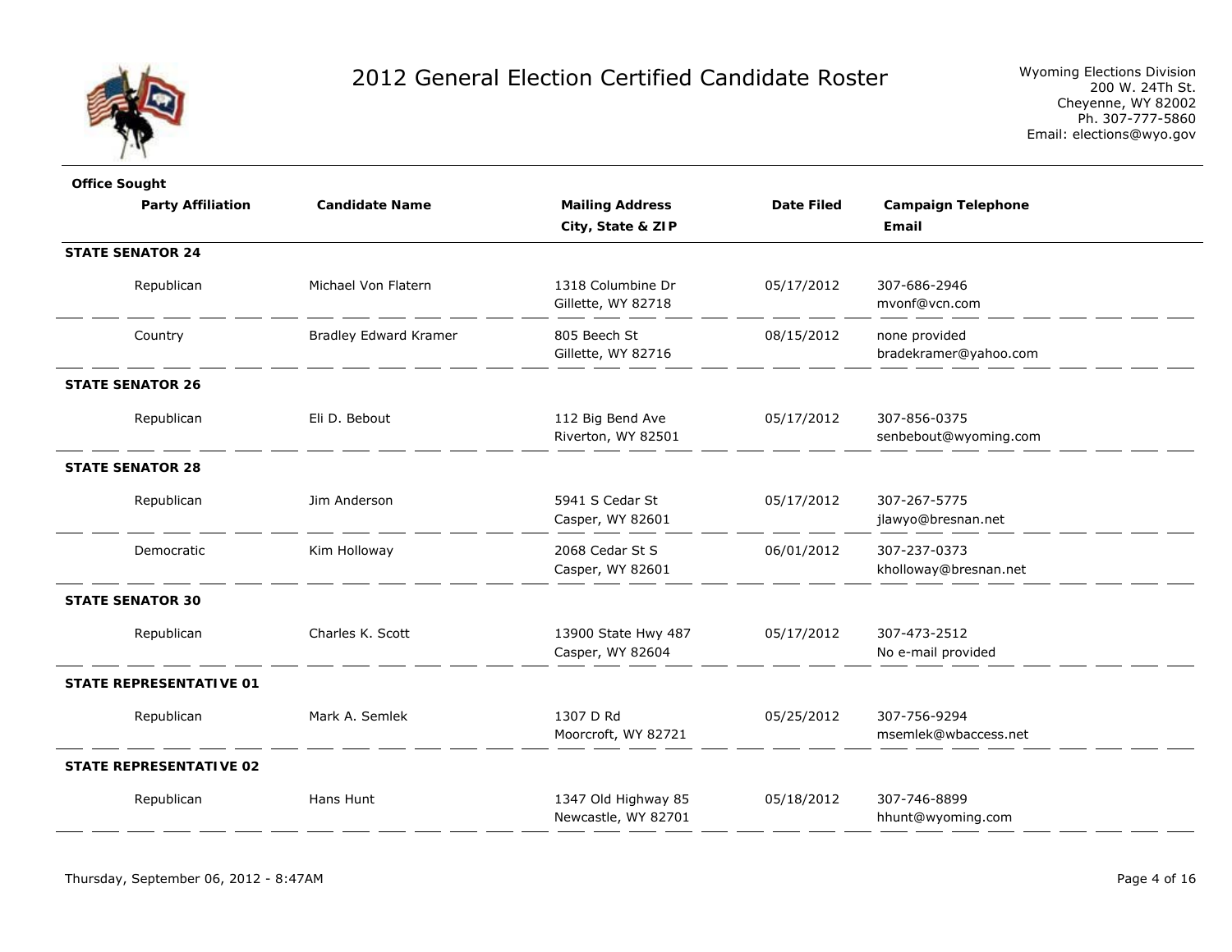# 2012 General Election Certified Candidate Roster

Wyoming Elections Division
200 W. 24Th St.
Cheyenne, WY 82002
Ph. 307-777-5860
Email: elections@wyo.gov

| Office Sought / Party Affiliation | Candidate Name | Mailing Address / City, State & ZIP | Date Filed | Campaign Telephone / Email |
|---|---|---|---|---|
| **STATE SENATOR 24** | | | | |
| Republican | Michael Von Flatern | 1318 Columbine Dr<br>Gillette, WY 82718 | 05/17/2012 | 307-686-2946<br>mvonf@vcn.com |
| Country | Bradley Edward Kramer | 805 Beech St<br>Gillette, WY 82716 | 08/15/2012 | none provided<br>bradekramer@yahoo.com |
| **STATE SENATOR 26** | | | | |
| Republican | Eli D. Bebout | 112 Big Bend Ave<br>Riverton, WY 82501 | 05/17/2012 | 307-856-0375<br>senbebout@wyoming.com |
| **STATE SENATOR 28** | | | | |
| Republican | Jim Anderson | 5941 S Cedar St<br>Casper, WY 82601 | 05/17/2012 | 307-267-5775<br>jlawyo@bresnan.net |
| Democratic | Kim Holloway | 2068 Cedar St S<br>Casper, WY 82601 | 06/01/2012 | 307-237-0373<br>kholloway@bresnan.net |
| **STATE SENATOR 30** | | | | |
| Republican | Charles K. Scott | 13900 State Hwy 487<br>Casper, WY 82604 | 05/17/2012 | 307-473-2512<br>No e-mail provided |
| **STATE REPRESENTATIVE 01** | | | | |
| Republican | Mark A. Semlek | 1307 D Rd<br>Moorcroft, WY 82721 | 05/25/2012 | 307-756-9294<br>msemlek@wbaccess.net |
| **STATE REPRESENTATIVE 02** | | | | |
| Republican | Hans Hunt | 1347 Old Highway 85<br>Newcastle, WY 82701 | 05/18/2012 | 307-746-8899<br>hhunt@wyoming.com |

Thursday, September 06, 2012 - 8:47AM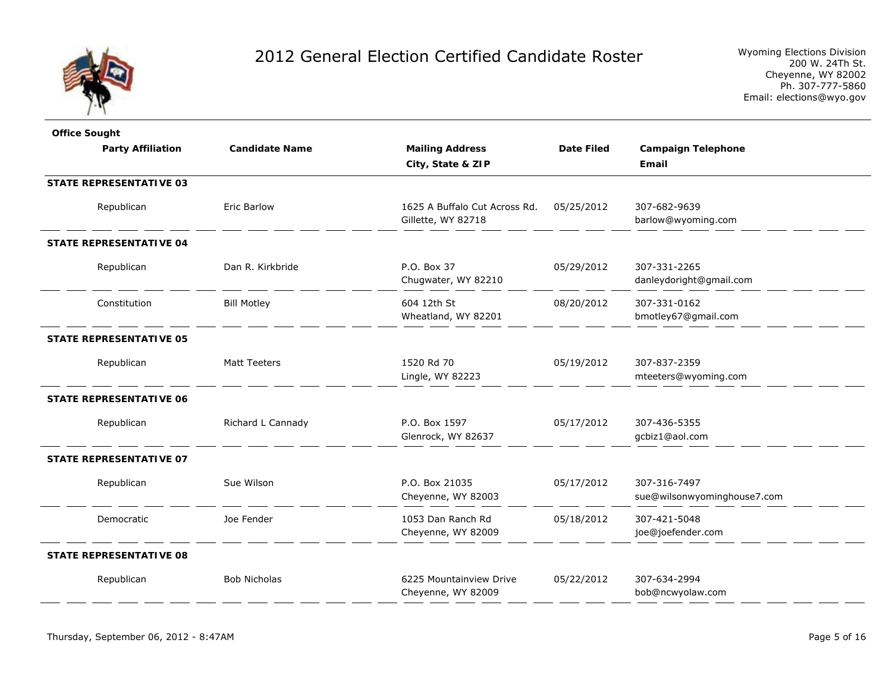# 2012 General Election Certified Candidate Roster

Wyoming Elections Division
200 W. 24Th St.
Cheyenne, WY 82002
Ph. 307-777-5860
Email: elections@wyo.gov

| Office Sought / Party Affiliation | Candidate Name | Mailing Address / City, State & ZIP | Date Filed | Campaign Telephone / Email |
|---|---|---|---|---|
| **STATE REPRESENTATIVE 03** | | | | |
| Republican | Eric Barlow | 1625 A Buffalo Cut Across Rd.<br>Gillette, WY 82718 | 05/25/2012 | 307-682-9639<br>barlow@wyoming.com |
| **STATE REPRESENTATIVE 04** | | | | |
| Republican | Dan R. Kirkbride | P.O. Box 37<br>Chugwater, WY 82210 | 05/29/2012 | 307-331-2265<br>danleydoright@gmail.com |
| Constitution | Bill Motley | 604 12th St<br>Wheatland, WY 82201 | 08/20/2012 | 307-331-0162<br>bmotley67@gmail.com |
| **STATE REPRESENTATIVE 05** | | | | |
| Republican | Matt Teeters | 1520 Rd 70<br>Lingle, WY 82223 | 05/19/2012 | 307-837-2359<br>mteeters@wyoming.com |
| **STATE REPRESENTATIVE 06** | | | | |
| Republican | Richard L Cannady | P.O. Box 1597<br>Glenrock, WY 82637 | 05/17/2012 | 307-436-5355<br>gcbiz1@aol.com |
| **STATE REPRESENTATIVE 07** | | | | |
| Republican | Sue Wilson | P.O. Box 21035<br>Cheyenne, WY 82003 | 05/17/2012 | 307-316-7497<br>sue@wilsonwyominghouse7.com |
| Democratic | Joe Fender | 1053 Dan Ranch Rd<br>Cheyenne, WY 82009 | 05/18/2012 | 307-421-5048<br>joe@joefender.com |
| **STATE REPRESENTATIVE 08** | | | | |
| Republican | Bob Nicholas | 6225 Mountainview Drive<br>Cheyenne, WY 82009 | 05/22/2012 | 307-634-2994<br>bob@ncwyolaw.com |

Thursday, September 06, 2012 - 8:47AM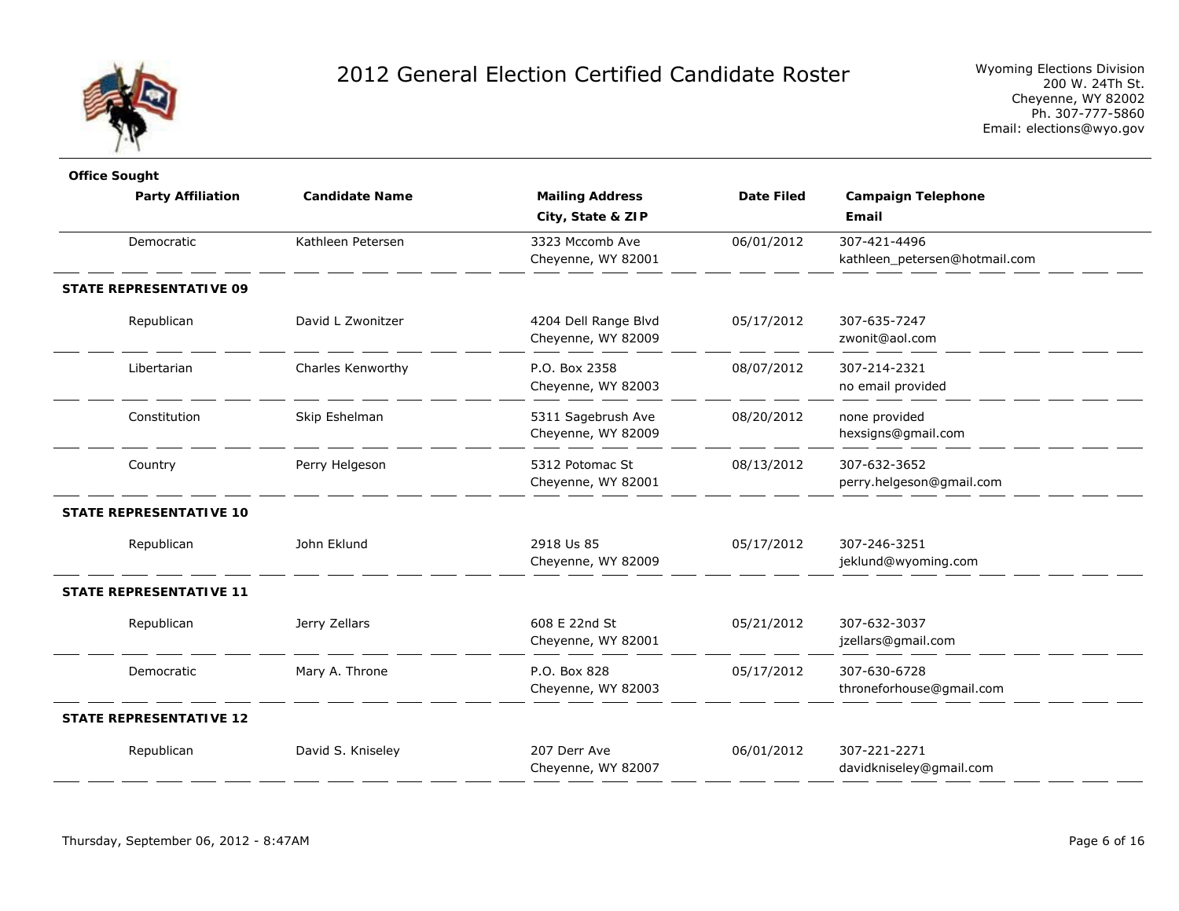# 2012 General Election Certified Candidate Roster

Wyoming Elections Division
200 W. 24Th St.
Cheyenne, WY 82002
Ph. 307-777-5860
Email: elections@wyo.gov

| Office Sought / Party Affiliation | Candidate Name | Mailing Address / City, State & ZIP | Date Filed | Campaign Telephone / Email |
|---|---|---|---|---|
| Democratic | Kathleen Petersen | 3323 Mccomb Ave<br>Cheyenne, WY 82001 | 06/01/2012 | 307-421-4496<br>kathleen_petersen@hotmail.com |
| **STATE REPRESENTATIVE 09** | | | | |
| Republican | David L Zwonitzer | 4204 Dell Range Blvd<br>Cheyenne, WY 82009 | 05/17/2012 | 307-635-7247<br>zwonit@aol.com |
| Libertarian | Charles Kenworthy | P.O. Box 2358<br>Cheyenne, WY 82003 | 08/07/2012 | 307-214-2321<br>no email provided |
| Constitution | Skip Eshelman | 5311 Sagebrush Ave<br>Cheyenne, WY 82009 | 08/20/2012 | none provided<br>hexsigns@gmail.com |
| Country | Perry Helgeson | 5312 Potomac St<br>Cheyenne, WY 82001 | 08/13/2012 | 307-632-3652<br>perry.helgeson@gmail.com |
| **STATE REPRESENTATIVE 10** | | | | |
| Republican | John Eklund | 2918 Us 85<br>Cheyenne, WY 82009 | 05/17/2012 | 307-246-3251<br>jeklund@wyoming.com |
| **STATE REPRESENTATIVE 11** | | | | |
| Republican | Jerry Zellars | 608 E 22nd St<br>Cheyenne, WY 82001 | 05/21/2012 | 307-632-3037<br>jzellars@gmail.com |
| Democratic | Mary A. Throne | P.O. Box 828<br>Cheyenne, WY 82003 | 05/17/2012 | 307-630-6728<br>throneforhouse@gmail.com |
| **STATE REPRESENTATIVE 12** | | | | |
| Republican | David S. Kniseley | 207 Derr Ave<br>Cheyenne, WY 82007 | 06/01/2012 | 307-221-2271<br>davidkniseley@gmail.com |

Thursday, September 06, 2012 - 8:47AM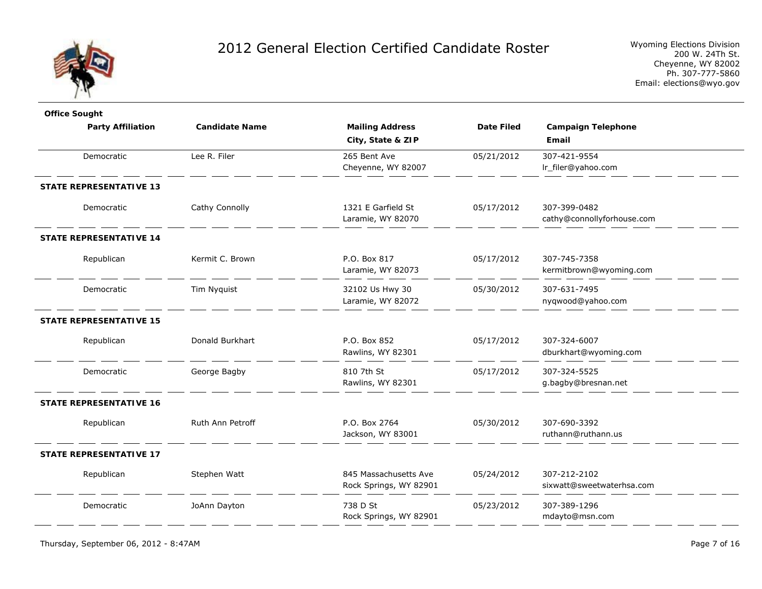# 2012 General Election Certified Candidate Roster

Wyoming Elections Division
200 W. 24Th St.
Cheyenne, WY 82002
Ph. 307-777-5860
Email: elections@wyo.gov

| Office Sought / Party Affiliation | Candidate Name | Mailing Address City, State & ZIP | Date Filed | Campaign Telephone Email |
|---|---|---|---|---|
| Democratic | Lee R. Filer | 265 Bent Ave<br>Cheyenne, WY 82007 | 05/21/2012 | 307-421-9554<br>lr_filer@yahoo.com |
| **STATE REPRESENTATIVE 13** | | | | |
| Democratic | Cathy Connolly | 1321 E Garfield St<br>Laramie, WY 82070 | 05/17/2012 | 307-399-0482<br>cathy@connollyforhouse.com |
| **STATE REPRESENTATIVE 14** | | | | |
| Republican | Kermit C. Brown | P.O. Box 817<br>Laramie, WY 82073 | 05/17/2012 | 307-745-7358<br>kermitbrown@wyoming.com |
| Democratic | Tim Nyquist | 32102 Us Hwy 30<br>Laramie, WY 82072 | 05/30/2012 | 307-631-7495<br>nyqwood@yahoo.com |
| **STATE REPRESENTATIVE 15** | | | | |
| Republican | Donald Burkhart | P.O. Box 852<br>Rawlins, WY 82301 | 05/17/2012 | 307-324-6007<br>dburkhart@wyoming.com |
| Democratic | George Bagby | 810 7th St<br>Rawlins, WY 82301 | 05/17/2012 | 307-324-5525<br>g.bagby@bresnan.net |
| **STATE REPRESENTATIVE 16** | | | | |
| Republican | Ruth Ann Petroff | P.O. Box 2764<br>Jackson, WY 83001 | 05/30/2012 | 307-690-3392<br>ruthann@ruthann.us |
| **STATE REPRESENTATIVE 17** | | | | |
| Republican | Stephen Watt | 845 Massachusetts Ave<br>Rock Springs, WY 82901 | 05/24/2012 | 307-212-2102<br>sixwatt@sweetwaterhsa.com |
| Democratic | JoAnn Dayton | 738 D St<br>Rock Springs, WY 82901 | 05/23/2012 | 307-389-1296<br>mdayto@msn.com |

Thursday, September 06, 2012 - 8:47AM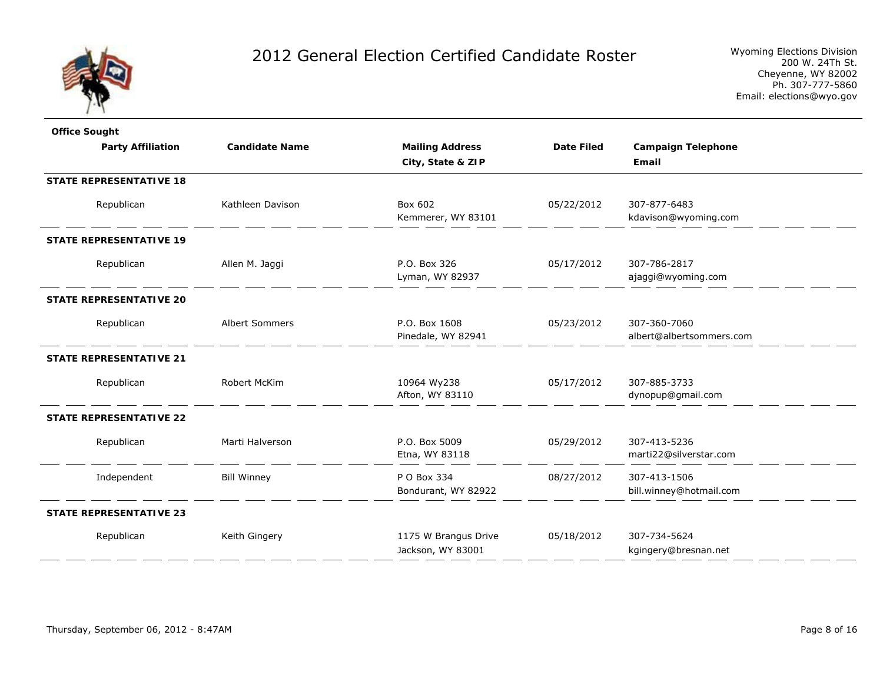# 2012 General Election Certified Candidate Roster

Wyoming Elections Division
200 W. 24Th St.
Cheyenne, WY 82002
Ph. 307-777-5860
Email: elections@wyo.gov

| Office Sought / Party Affiliation | Candidate Name | Mailing Address / City, State & ZIP | Date Filed | Campaign Telephone / Email |
|---|---|---|---|---|
| **STATE REPRESENTATIVE 18** | | | | |
| Republican | Kathleen Davison | Box 602<br>Kemmerer, WY 83101 | 05/22/2012 | 307-877-6483<br>kdavison@wyoming.com |
| **STATE REPRESENTATIVE 19** | | | | |
| Republican | Allen M. Jaggi | P.O. Box 326<br>Lyman, WY 82937 | 05/17/2012 | 307-786-2817<br>ajaggi@wyoming.com |
| **STATE REPRESENTATIVE 20** | | | | |
| Republican | Albert Sommers | P.O. Box 1608<br>Pinedale, WY 82941 | 05/23/2012 | 307-360-7060<br>albert@albertsommers.com |
| **STATE REPRESENTATIVE 21** | | | | |
| Republican | Robert McKim | 10964 Wy238<br>Afton, WY 83110 | 05/17/2012 | 307-885-3733<br>dynopup@gmail.com |
| **STATE REPRESENTATIVE 22** | | | | |
| Republican | Marti Halverson | P.O. Box 5009<br>Etna, WY 83118 | 05/29/2012 | 307-413-5236<br>marti22@silverstar.com |
| Independent | Bill Winney | P O Box 334<br>Bondurant, WY 82922 | 08/27/2012 | 307-413-1506<br>bill.winney@hotmail.com |
| **STATE REPRESENTATIVE 23** | | | | |
| Republican | Keith Gingery | 1175 W Brangus Drive<br>Jackson, WY 83001 | 05/18/2012 | 307-734-5624<br>kgingery@bresnan.net |

Thursday, September 06, 2012 - 8:47AM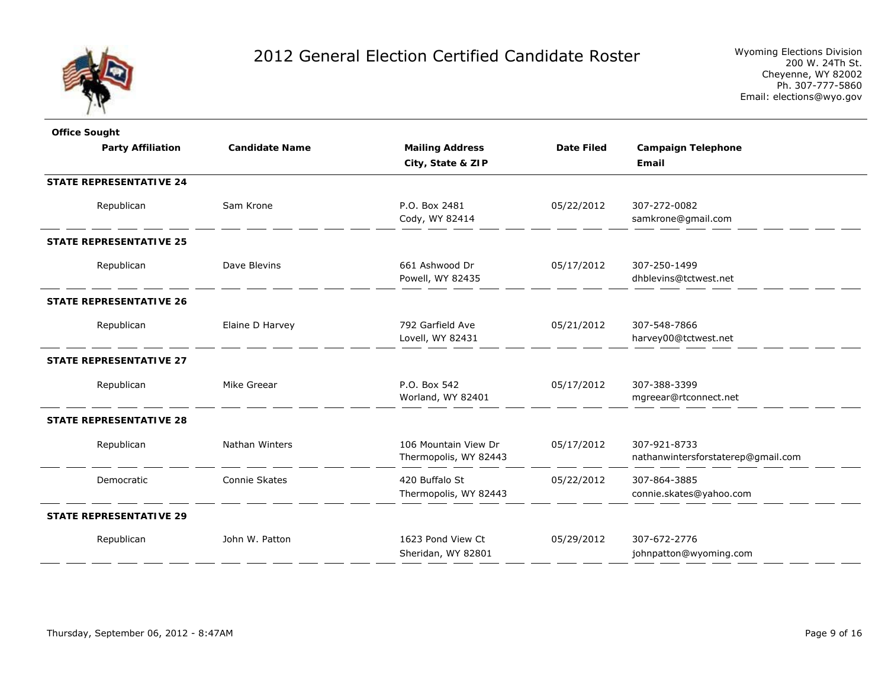# 2012 General Election Certified Candidate Roster

Wyoming Elections Division
200 W. 24Th St.
Cheyenne, WY 82002
Ph. 307-777-5860
Email: elections@wyo.gov

| Office Sought / Party Affiliation | Candidate Name | Mailing Address / City, State & ZIP | Date Filed | Campaign Telephone / Email |
|---|---|---|---|---|
| **STATE REPRESENTATIVE 24** | | | | |
| Republican | Sam Krone | P.O. Box 2481<br>Cody, WY 82414 | 05/22/2012 | 307-272-0082<br>samkrone@gmail.com |
| **STATE REPRESENTATIVE 25** | | | | |
| Republican | Dave Blevins | 661 Ashwood Dr<br>Powell, WY 82435 | 05/17/2012 | 307-250-1499<br>dhblevins@tctwest.net |
| **STATE REPRESENTATIVE 26** | | | | |
| Republican | Elaine D Harvey | 792 Garfield Ave<br>Lovell, WY 82431 | 05/21/2012 | 307-548-7866<br>harvey00@tctwest.net |
| **STATE REPRESENTATIVE 27** | | | | |
| Republican | Mike Greear | P.O. Box 542<br>Worland, WY 82401 | 05/17/2012 | 307-388-3399<br>mgreear@rtconnect.net |
| **STATE REPRESENTATIVE 28** | | | | |
| Republican | Nathan Winters | 106 Mountain View Dr<br>Thermopolis, WY 82443 | 05/17/2012 | 307-921-8733<br>nathanwintersforstaterep@gmail.com |
| Democratic | Connie Skates | 420 Buffalo St<br>Thermopolis, WY 82443 | 05/22/2012 | 307-864-3885<br>connie.skates@yahoo.com |
| **STATE REPRESENTATIVE 29** | | | | |
| Republican | John W. Patton | 1623 Pond View Ct<br>Sheridan, WY 82801 | 05/29/2012 | 307-672-2776<br>johnpatton@wyoming.com |

Thursday, September 06, 2012 - 8:47AM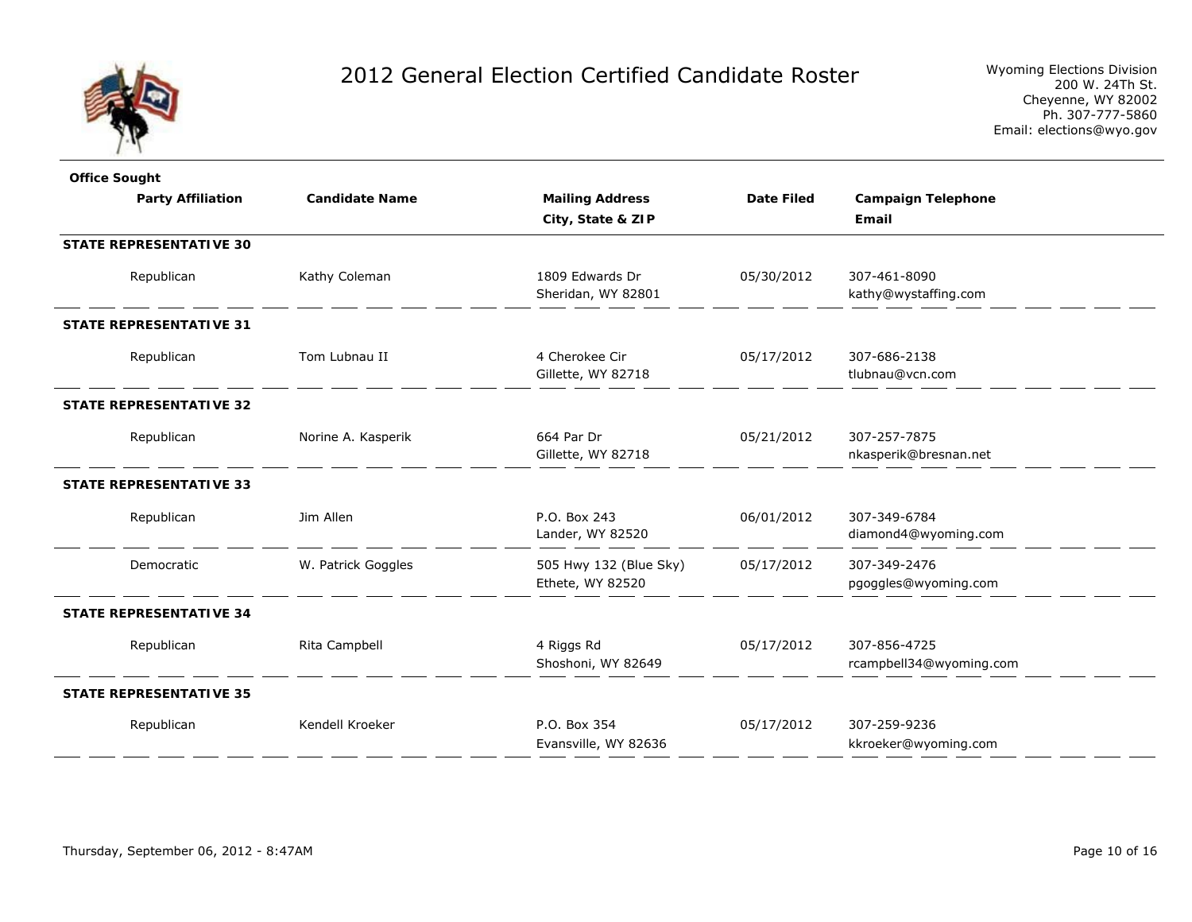# 2012 General Election Certified Candidate Roster

Wyoming Elections Division
200 W. 24Th St.
Cheyenne, WY 82002
Ph. 307-777-5860
Email: elections@wyo.gov

| Office Sought / Party Affiliation | Candidate Name | Mailing Address / City, State & ZIP | Date Filed | Campaign Telephone / Email |
|---|---|---|---|---|
| **STATE REPRESENTATIVE 30** | | | | |
| Republican | Kathy Coleman | 1809 Edwards Dr<br>Sheridan, WY 82801 | 05/30/2012 | 307-461-8090<br>kathy@wystaffing.com |
| **STATE REPRESENTATIVE 31** | | | | |
| Republican | Tom Lubnau II | 4 Cherokee Cir<br>Gillette, WY 82718 | 05/17/2012 | 307-686-2138<br>tlubnau@vcn.com |
| **STATE REPRESENTATIVE 32** | | | | |
| Republican | Norine A. Kasperik | 664 Par Dr<br>Gillette, WY 82718 | 05/21/2012 | 307-257-7875<br>nkasperik@bresnan.net |
| **STATE REPRESENTATIVE 33** | | | | |
| Republican | Jim Allen | P.O. Box 243<br>Lander, WY 82520 | 06/01/2012 | 307-349-6784<br>diamond4@wyoming.com |
| Democratic | W. Patrick Goggles | 505 Hwy 132 (Blue Sky)<br>Ethete, WY 82520 | 05/17/2012 | 307-349-2476<br>pgoggles@wyoming.com |
| **STATE REPRESENTATIVE 34** | | | | |
| Republican | Rita Campbell | 4 Riggs Rd<br>Shoshoni, WY 82649 | 05/17/2012 | 307-856-4725<br>rcampbell34@wyoming.com |
| **STATE REPRESENTATIVE 35** | | | | |
| Republican | Kendell Kroeker | P.O. Box 354<br>Evansville, WY 82636 | 05/17/2012 | 307-259-9236<br>kkroeker@wyoming.com |

Thursday, September 06, 2012 - 8:47AM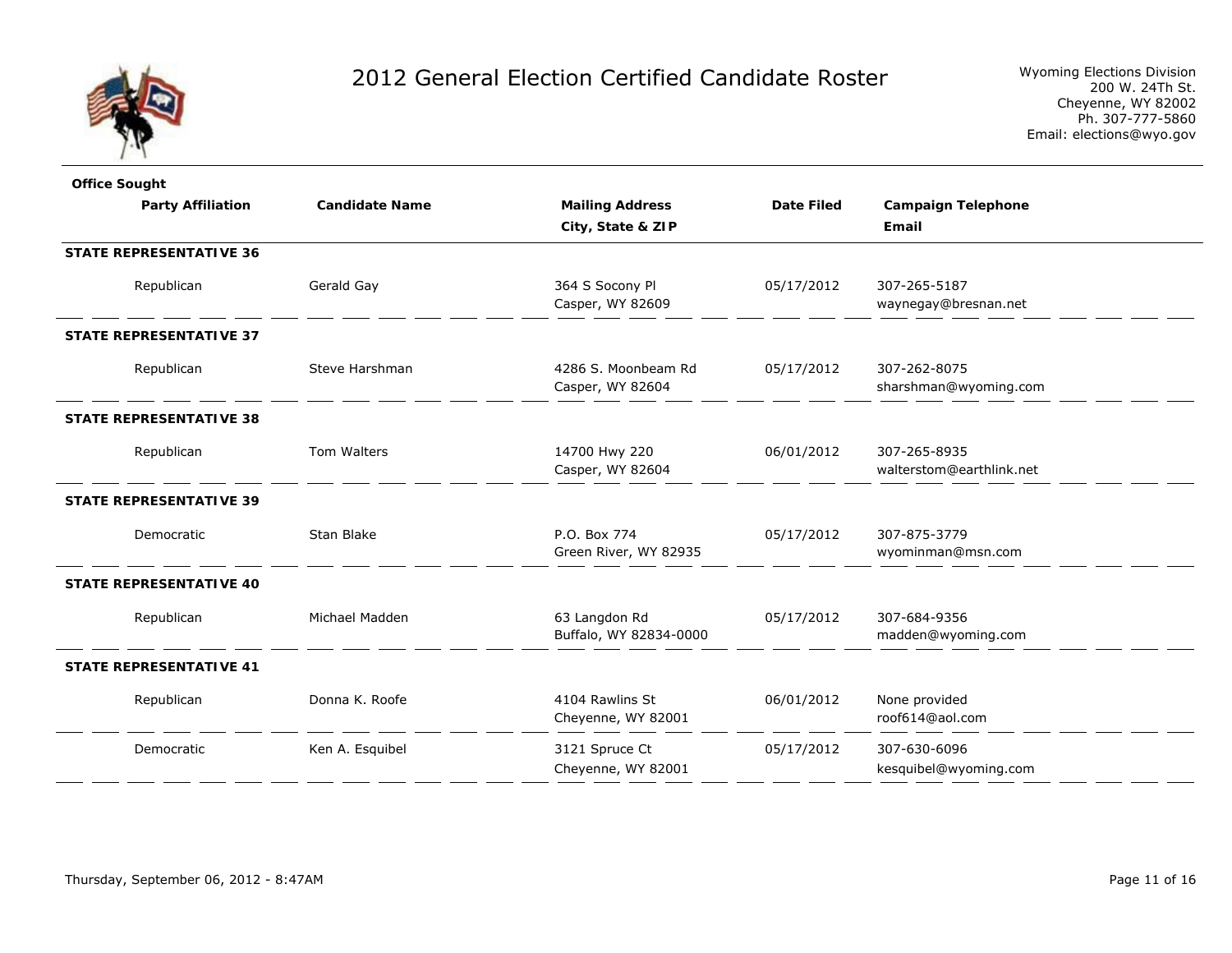# 2012 General Election Certified Candidate Roster

Wyoming Elections Division
200 W. 24Th St.
Cheyenne, WY 82002
Ph. 307-777-5860
Email: elections@wyo.gov

| Office Sought / Party Affiliation | Candidate Name | Mailing Address / City, State & ZIP | Date Filed | Campaign Telephone / Email |
|---|---|---|---|---|
| **STATE REPRESENTATIVE 36** | | | | |
| Republican | Gerald Gay | 364 S Socony Pl<br>Casper, WY 82609 | 05/17/2012 | 307-265-5187<br>waynegay@bresnan.net |
| **STATE REPRESENTATIVE 37** | | | | |
| Republican | Steve Harshman | 4286 S. Moonbeam Rd<br>Casper, WY 82604 | 05/17/2012 | 307-262-8075<br>sharshman@wyoming.com |
| **STATE REPRESENTATIVE 38** | | | | |
| Republican | Tom Walters | 14700 Hwy 220<br>Casper, WY 82604 | 06/01/2012 | 307-265-8935<br>walterstom@earthlink.net |
| **STATE REPRESENTATIVE 39** | | | | |
| Democratic | Stan Blake | P.O. Box 774<br>Green River, WY 82935 | 05/17/2012 | 307-875-3779<br>wyominman@msn.com |
| **STATE REPRESENTATIVE 40** | | | | |
| Republican | Michael Madden | 63 Langdon Rd<br>Buffalo, WY 82834-0000 | 05/17/2012 | 307-684-9356<br>madden@wyoming.com |
| **STATE REPRESENTATIVE 41** | | | | |
| Republican | Donna K. Roofe | 4104 Rawlins St<br>Cheyenne, WY 82001 | 06/01/2012 | None provided<br>roof614@aol.com |
| Democratic | Ken A. Esquibel | 3121 Spruce Ct<br>Cheyenne, WY 82001 | 05/17/2012 | 307-630-6096<br>kesquibel@wyoming.com |

Thursday, September 06, 2012 - 8:47AM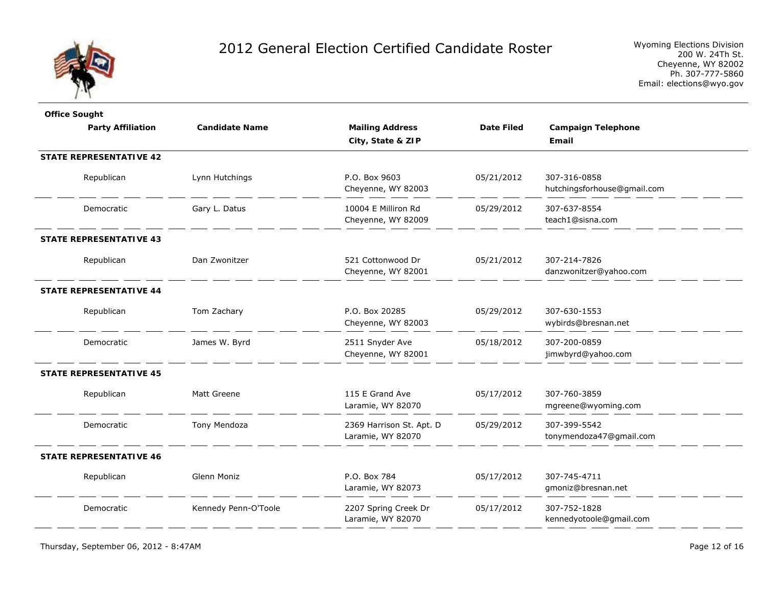# 2012 General Election Certified Candidate Roster

Wyoming Elections Division
200 W. 24Th St.
Cheyenne, WY 82002
Ph. 307-777-5860
Email: elections@wyo.gov

| Office Sought / Party Affiliation | Candidate Name | Mailing Address / City, State & ZIP | Date Filed | Campaign Telephone / Email |
|---|---|---|---|---|
| **STATE REPRESENTATIVE 42** | | | | |
| Republican | Lynn Hutchings | P.O. Box 9603<br>Cheyenne, WY 82003 | 05/21/2012 | 307-316-0858<br>hutchingsforhouse@gmail.com |
| Democratic | Gary L. Datus | 10004 E Milliron Rd<br>Cheyenne, WY 82009 | 05/29/2012 | 307-637-8554<br>teach1@sisna.com |
| **STATE REPRESENTATIVE 43** | | | | |
| Republican | Dan Zwonitzer | 521 Cottonwood Dr<br>Cheyenne, WY 82001 | 05/21/2012 | 307-214-7826<br>danzwonitzer@yahoo.com |
| **STATE REPRESENTATIVE 44** | | | | |
| Republican | Tom Zachary | P.O. Box 20285<br>Cheyenne, WY 82003 | 05/29/2012 | 307-630-1553<br>wybirds@bresnan.net |
| Democratic | James W. Byrd | 2511 Snyder Ave<br>Cheyenne, WY 82001 | 05/18/2012 | 307-200-0859<br>jimwbyrd@yahoo.com |
| **STATE REPRESENTATIVE 45** | | | | |
| Republican | Matt Greene | 115 E Grand Ave<br>Laramie, WY 82070 | 05/17/2012 | 307-760-3859<br>mgreene@wyoming.com |
| Democratic | Tony Mendoza | 2369 Harrison St. Apt. D<br>Laramie, WY 82070 | 05/29/2012 | 307-399-5542<br>tonymendoza47@gmail.com |
| **STATE REPRESENTATIVE 46** | | | | |
| Republican | Glenn Moniz | P.O. Box 784<br>Laramie, WY 82073 | 05/17/2012 | 307-745-4711<br>gmoniz@bresnan.net |
| Democratic | Kennedy Penn-O'Toole | 2207 Spring Creek Dr<br>Laramie, WY 82070 | 05/17/2012 | 307-752-1828<br>kennedyotoole@gmail.com |

Thursday, September 06, 2012 - 8:47AM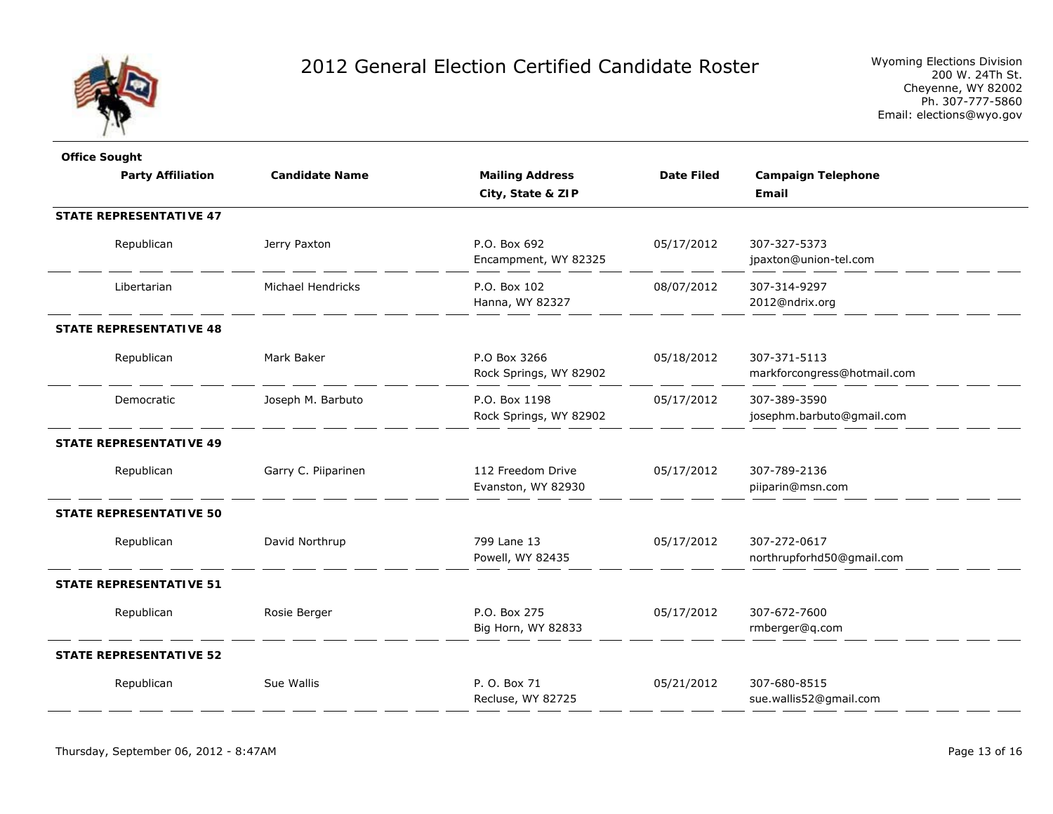# 2012 General Election Certified Candidate Roster

Wyoming Elections Division
200 W. 24Th St.
Cheyenne, WY 82002
Ph. 307-777-5860
Email: elections@wyo.gov

| Office Sought / Party Affiliation | Candidate Name | Mailing Address / City, State & ZIP | Date Filed | Campaign Telephone / Email |
|---|---|---|---|---|
| **STATE REPRESENTATIVE 47** | | | | |
| Republican | Jerry Paxton | P.O. Box 692<br>Encampment, WY 82325 | 05/17/2012 | 307-327-5373<br>jpaxton@union-tel.com |
| Libertarian | Michael Hendricks | P.O. Box 102<br>Hanna, WY 82327 | 08/07/2012 | 307-314-9297<br>2012@ndrix.org |
| **STATE REPRESENTATIVE 48** | | | | |
| Republican | Mark Baker | P.O Box 3266<br>Rock Springs, WY 82902 | 05/18/2012 | 307-371-5113<br>markforcongress@hotmail.com |
| Democratic | Joseph M. Barbuto | P.O. Box 1198<br>Rock Springs, WY 82902 | 05/17/2012 | 307-389-3590<br>josephm.barbuto@gmail.com |
| **STATE REPRESENTATIVE 49** | | | | |
| Republican | Garry C. Piiparinen | 112 Freedom Drive<br>Evanston, WY 82930 | 05/17/2012 | 307-789-2136<br>piiparin@msn.com |
| **STATE REPRESENTATIVE 50** | | | | |
| Republican | David Northrup | 799 Lane 13<br>Powell, WY 82435 | 05/17/2012 | 307-272-0617<br>northrupforhd50@gmail.com |
| **STATE REPRESENTATIVE 51** | | | | |
| Republican | Rosie Berger | P.O. Box 275<br>Big Horn, WY 82833 | 05/17/2012 | 307-672-7600<br>rmberger@q.com |
| **STATE REPRESENTATIVE 52** | | | | |
| Republican | Sue Wallis | P. O. Box 71<br>Recluse, WY 82725 | 05/21/2012 | 307-680-8515<br>sue.wallis52@gmail.com |

Thursday, September 06, 2012 - 8:47AM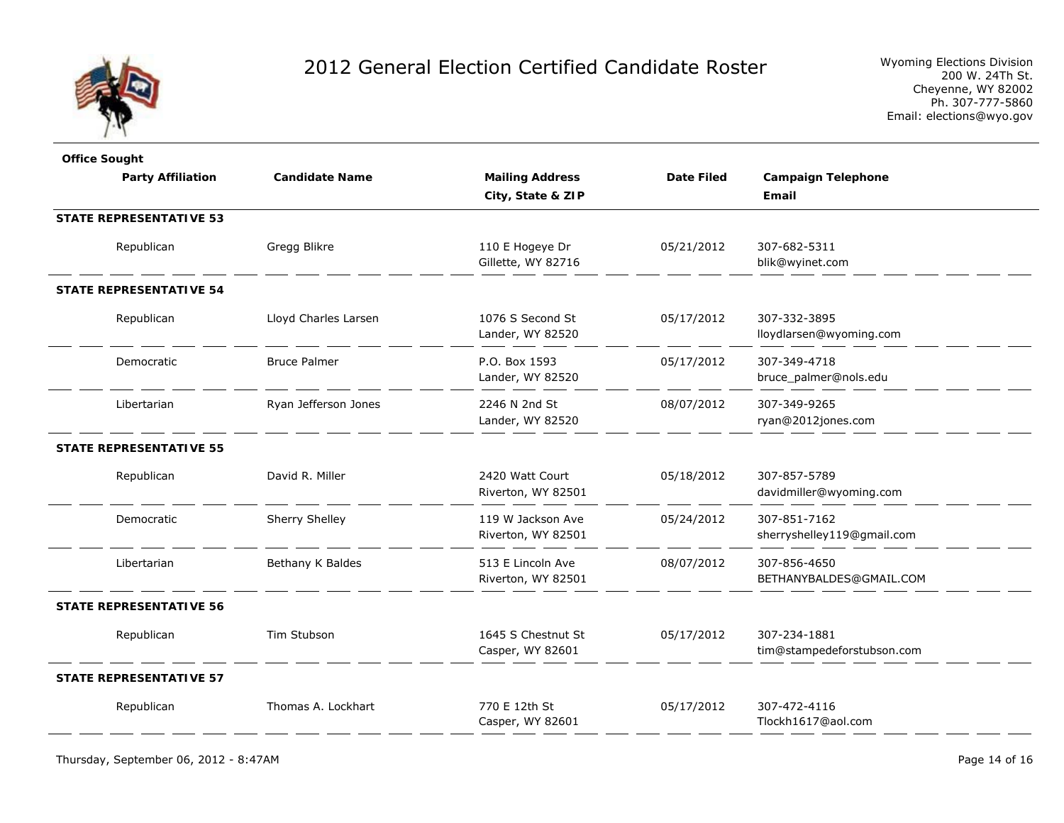# 2012 General Election Certified Candidate Roster

Wyoming Elections Division
200 W. 24Th St.
Cheyenne, WY 82002
Ph. 307-777-5860
Email: elections@wyo.gov

| Office Sought / Party Affiliation | Candidate Name | Mailing Address / City, State & ZIP | Date Filed | Campaign Telephone / Email |
|---|---|---|---|---|
| **STATE REPRESENTATIVE 53** | | | | |
| Republican | Gregg Blikre | 110 E Hogeye Dr<br>Gillette, WY 82716 | 05/21/2012 | 307-682-5311<br>blik@wyinet.com |
| **STATE REPRESENTATIVE 54** | | | | |
| Republican | Lloyd Charles Larsen | 1076 S Second St<br>Lander, WY 82520 | 05/17/2012 | 307-332-3895<br>lloydlarsen@wyoming.com |
| Democratic | Bruce Palmer | P.O. Box 1593<br>Lander, WY 82520 | 05/17/2012 | 307-349-4718<br>bruce_palmer@nols.edu |
| Libertarian | Ryan Jefferson Jones | 2246 N 2nd St<br>Lander, WY 82520 | 08/07/2012 | 307-349-9265<br>ryan@2012jones.com |
| **STATE REPRESENTATIVE 55** | | | | |
| Republican | David R. Miller | 2420 Watt Court<br>Riverton, WY 82501 | 05/18/2012 | 307-857-5789<br>davidmiller@wyoming.com |
| Democratic | Sherry Shelley | 119 W Jackson Ave<br>Riverton, WY 82501 | 05/24/2012 | 307-851-7162<br>sherryshelley119@gmail.com |
| Libertarian | Bethany K Baldes | 513 E Lincoln Ave<br>Riverton, WY 82501 | 08/07/2012 | 307-856-4650<br>BETHANYBALDES@GMAIL.COM |
| **STATE REPRESENTATIVE 56** | | | | |
| Republican | Tim Stubson | 1645 S Chestnut St<br>Casper, WY 82601 | 05/17/2012 | 307-234-1881<br>tim@stampedeforstubson.com |
| **STATE REPRESENTATIVE 57** | | | | |
| Republican | Thomas A. Lockhart | 770 E 12th St<br>Casper, WY 82601 | 05/17/2012 | 307-472-4116<br>Tlockh1617@aol.com |

Thursday, September 06, 2012 - 8:47AM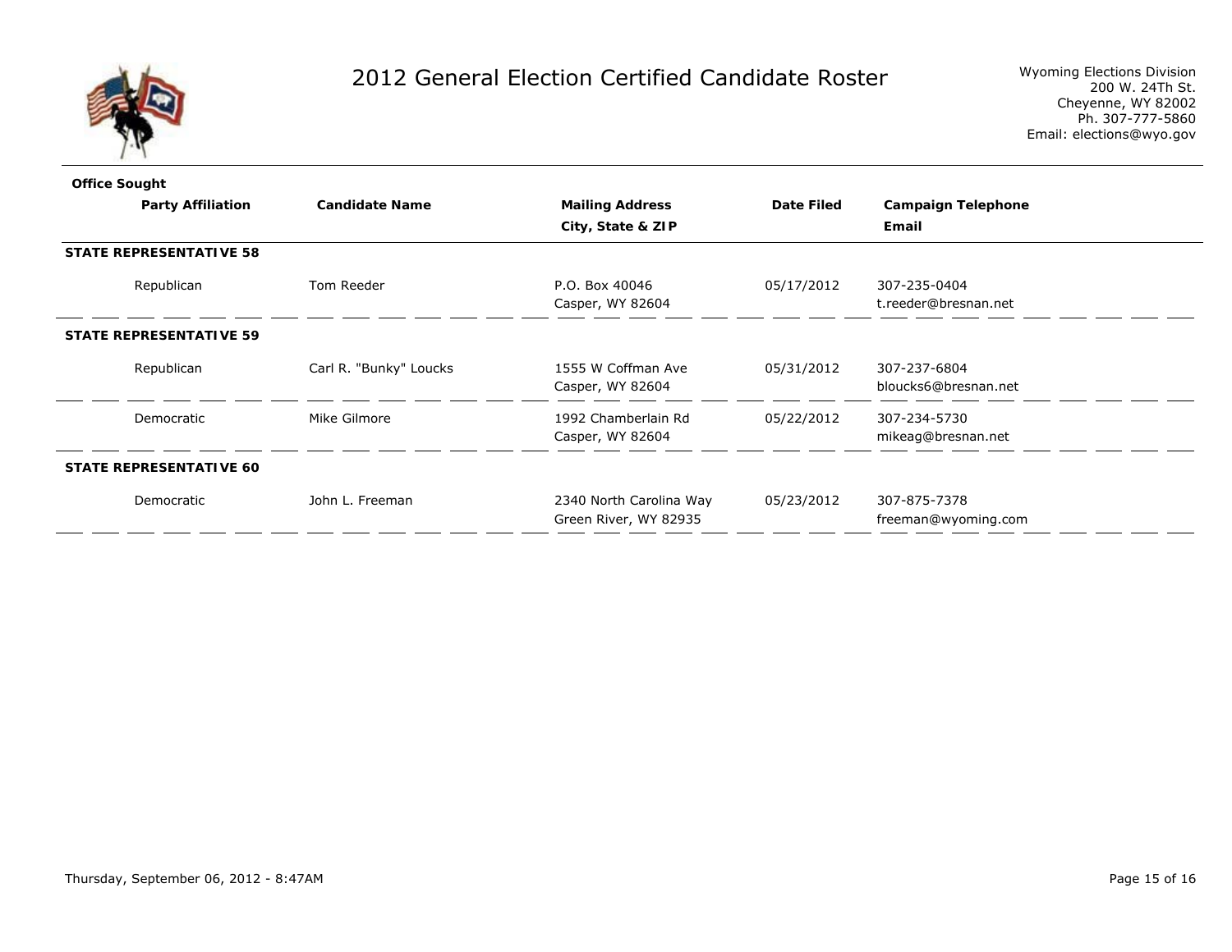# 2012 General Election Certified Candidate Roster

Wyoming Elections Division
200 W. 24Th St.
Cheyenne, WY 82002
Ph. 307-777-5860
Email: elections@wyo.gov

| Office Sought / Party Affiliation | Candidate Name | Mailing Address / City, State & ZIP | Date Filed | Campaign Telephone / Email |
|---|---|---|---|---|
| **STATE REPRESENTATIVE 58** | | | | |
| Republican | Tom Reeder | P.O. Box 40046<br>Casper, WY 82604 | 05/17/2012 | 307-235-0404<br>t.reeder@bresnan.net |
| **STATE REPRESENTATIVE 59** | | | | |
| Republican | Carl R. "Bunky" Loucks | 1555 W Coffman Ave<br>Casper, WY 82604 | 05/31/2012 | 307-237-6804<br>bloucks6@bresnan.net |
| Democratic | Mike Gilmore | 1992 Chamberlain Rd<br>Casper, WY 82604 | 05/22/2012 | 307-234-5730<br>mikeag@bresnan.net |
| **STATE REPRESENTATIVE 60** | | | | |
| Democratic | John L. Freeman | 2340 North Carolina Way<br>Green River, WY 82935 | 05/23/2012 | 307-875-7378<br>freeman@wyoming.com |

Thursday, September 06, 2012 - 8:47AM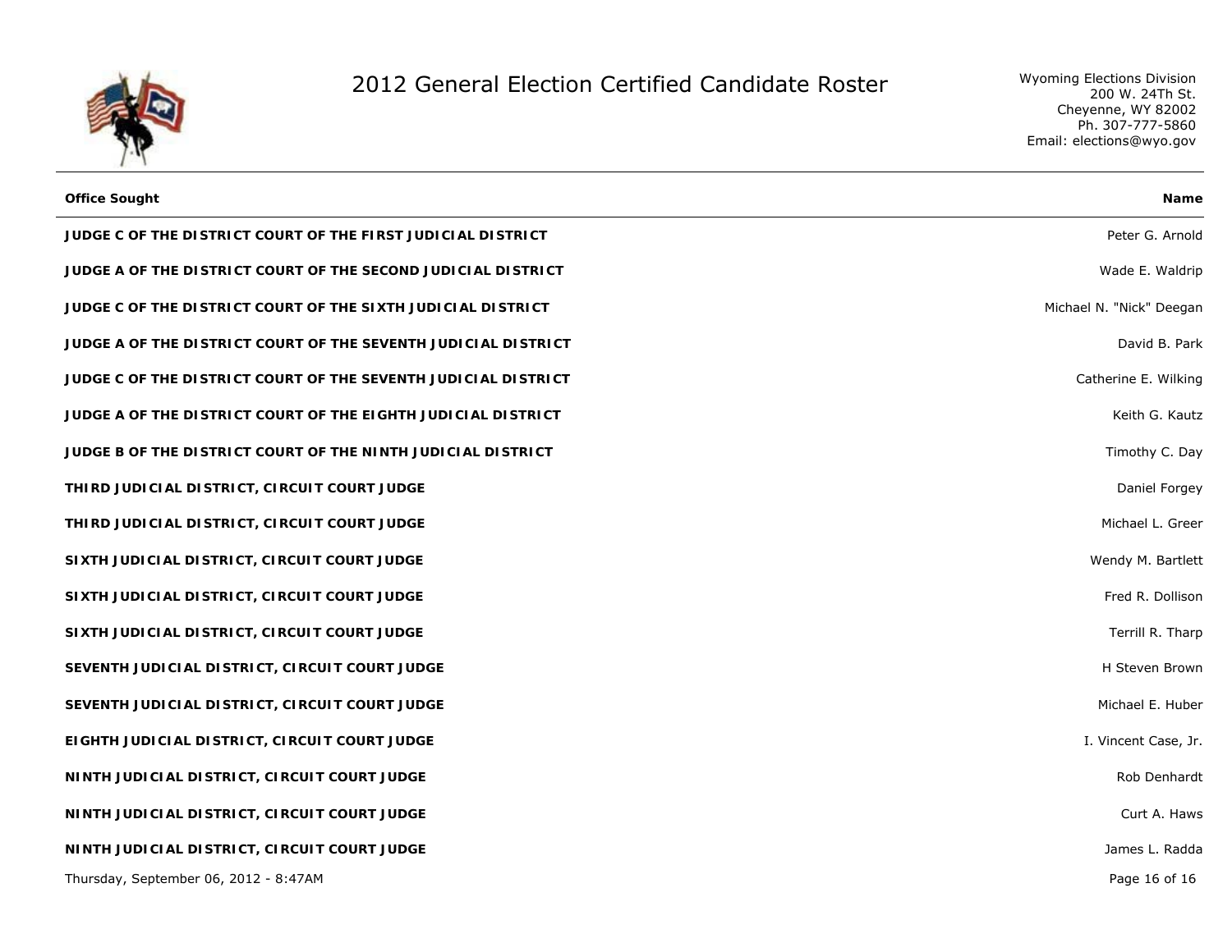# 2012 General Election Certified Candidate Roster

Wyoming Elections Division
200 W. 24Th St.
Cheyenne, WY 82002
Ph. 307-777-5860
Email: elections@wyo.gov

| Office Sought | Name |
| --- | --- |
| JUDGE C OF THE DISTRICT COURT OF THE FIRST JUDICIAL DISTRICT | Peter G. Arnold |
| JUDGE A OF THE DISTRICT COURT OF THE SECOND JUDICIAL DISTRICT | Wade E. Waldrip |
| JUDGE C OF THE DISTRICT COURT OF THE SIXTH JUDICIAL DISTRICT | Michael N. "Nick" Deegan |
| JUDGE A OF THE DISTRICT COURT OF THE SEVENTH JUDICIAL DISTRICT | David B. Park |
| JUDGE C OF THE DISTRICT COURT OF THE SEVENTH JUDICIAL DISTRICT | Catherine E. Wilking |
| JUDGE A OF THE DISTRICT COURT OF THE EIGHTH JUDICIAL DISTRICT | Keith G. Kautz |
| JUDGE B OF THE DISTRICT COURT OF THE NINTH JUDICIAL DISTRICT | Timothy C. Day |
| THIRD JUDICIAL DISTRICT, CIRCUIT COURT JUDGE | Daniel Forgey |
| THIRD JUDICIAL DISTRICT, CIRCUIT COURT JUDGE | Michael L. Greer |
| SIXTH JUDICIAL DISTRICT, CIRCUIT COURT JUDGE | Wendy M. Bartlett |
| SIXTH JUDICIAL DISTRICT, CIRCUIT COURT JUDGE | Fred R. Dollison |
| SIXTH JUDICIAL DISTRICT, CIRCUIT COURT JUDGE | Terrill R. Tharp |
| SEVENTH JUDICIAL DISTRICT, CIRCUIT COURT JUDGE | H Steven Brown |
| SEVENTH JUDICIAL DISTRICT, CIRCUIT COURT JUDGE | Michael E. Huber |
| EIGHTH JUDICIAL DISTRICT, CIRCUIT COURT JUDGE | I. Vincent Case, Jr. |
| NINTH JUDICIAL DISTRICT, CIRCUIT COURT JUDGE | Rob Denhardt |
| NINTH JUDICIAL DISTRICT, CIRCUIT COURT JUDGE | Curt A. Haws |
| NINTH JUDICIAL DISTRICT, CIRCUIT COURT JUDGE | James L. Radda |

Thursday, September 06, 2012 - 8:47AM